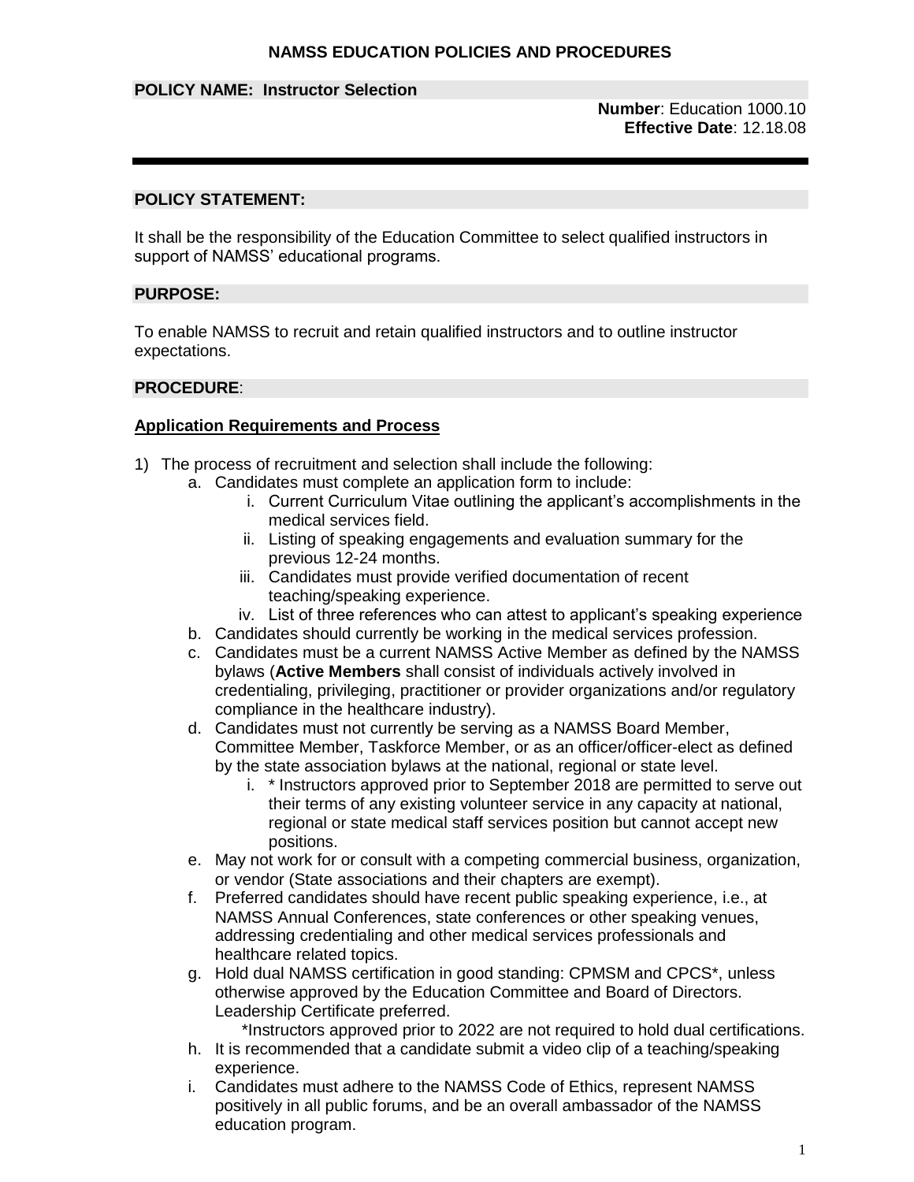# NAMSS EDUCATION POLICIES AND PROCEDURES

**POLICY NAME: Instructor Selection**

**Number**: Education 1000.10
**Effective Date**: 12.18.08

---

## POLICY STATEMENT:

It shall be the responsibility of the Education Committee to select qualified instructors in support of NAMSS' educational programs.

## PURPOSE:

To enable NAMSS to recruit and retain qualified instructors and to outline instructor expectations.

## PROCEDURE:

### Application Requirements and Process

1) The process of recruitment and selection shall include the following:
   a. Candidates must complete an application form to include:
      i. Current Curriculum Vitae outlining the applicant's accomplishments in the medical services field.
      ii. Listing of speaking engagements and evaluation summary for the previous 12-24 months.
      iii. Candidates must provide verified documentation of recent teaching/speaking experience.
      iv. List of three references who can attest to applicant's speaking experience
   b. Candidates should currently be working in the medical services profession.
   c. Candidates must be a current NAMSS Active Member as defined by the NAMSS bylaws (**Active Members** shall consist of individuals actively involved in credentialing, privileging, practitioner or provider organizations and/or regulatory compliance in the healthcare industry).
   d. Candidates must not currently be serving as a NAMSS Board Member, Committee Member, Taskforce Member, or as an officer/officer-elect as defined by the state association bylaws at the national, regional or state level.
      i. * Instructors approved prior to September 2018 are permitted to serve out their terms of any existing volunteer service in any capacity at national, regional or state medical staff services position but cannot accept new positions.
   e. May not work for or consult with a competing commercial business, organization, or vendor (State associations and their chapters are exempt).
   f. Preferred candidates should have recent public speaking experience, i.e., at NAMSS Annual Conferences, state conferences or other speaking venues, addressing credentialing and other medical services professionals and healthcare related topics.
   g. Hold dual NAMSS certification in good standing: CPMSM and CPCS*, unless otherwise approved by the Education Committee and Board of Directors. Leadership Certificate preferred.
      *Instructors approved prior to 2022 are not required to hold dual certifications.
   h. It is recommended that a candidate submit a video clip of a teaching/speaking experience.
   i. Candidates must adhere to the NAMSS Code of Ethics, represent NAMSS positively in all public forums, and be an overall ambassador of the NAMSS education program.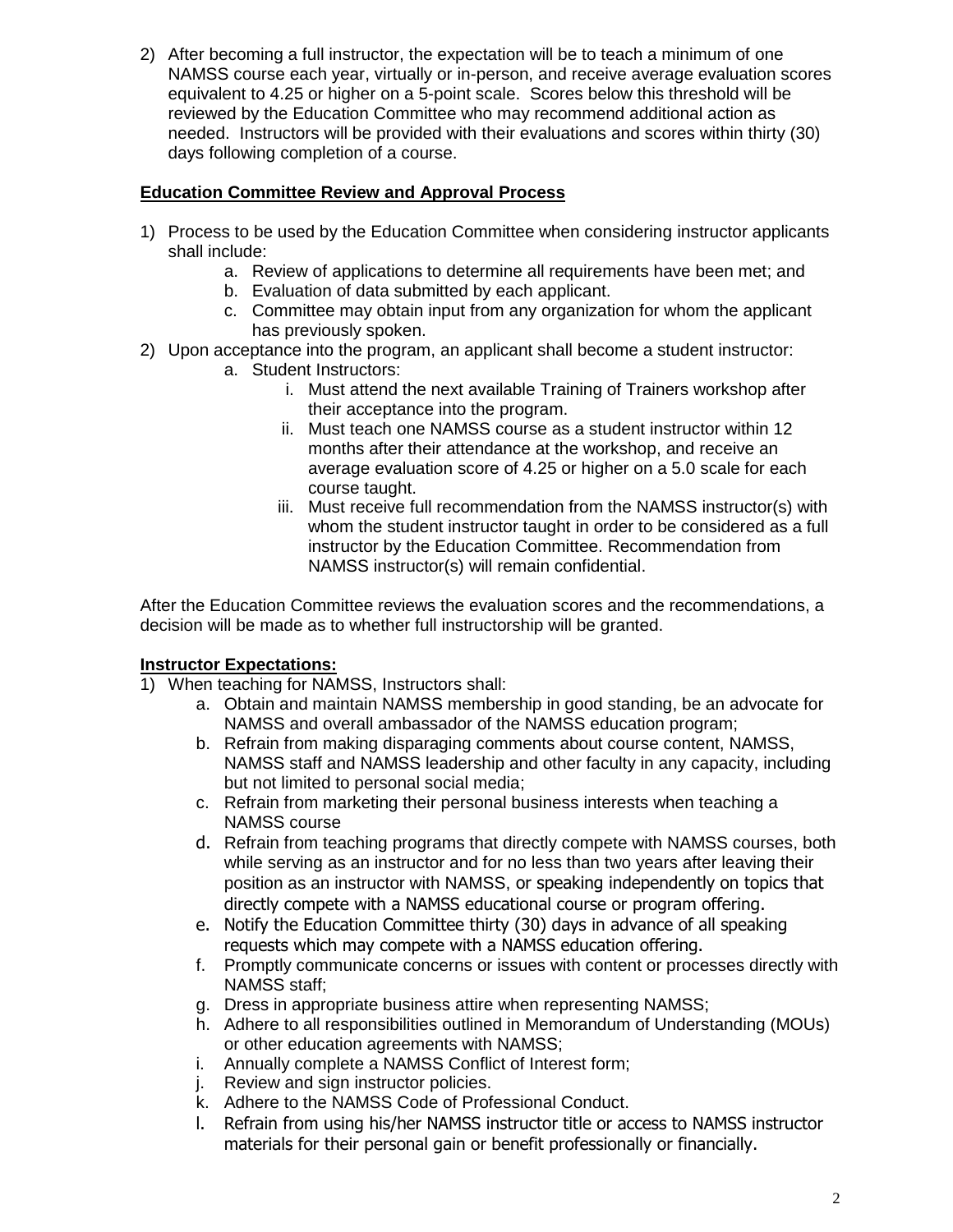2) After becoming a full instructor, the expectation will be to teach a minimum of one NAMSS course each year, virtually or in-person, and receive average evaluation scores equivalent to 4.25 or higher on a 5-point scale. Scores below this threshold will be reviewed by the Education Committee who may recommend additional action as needed. Instructors will be provided with their evaluations and scores within thirty (30) days following completion of a course.

**Education Committee Review and Approval Process**

1) Process to be used by the Education Committee when considering instructor applicants shall include:
    a. Review of applications to determine all requirements have been met; and
    b. Evaluation of data submitted by each applicant.
    c. Committee may obtain input from any organization for whom the applicant has previously spoken.
2) Upon acceptance into the program, an applicant shall become a student instructor:
    a. Student Instructors:
        i. Must attend the next available Training of Trainers workshop after their acceptance into the program.
        ii. Must teach one NAMSS course as a student instructor within 12 months after their attendance at the workshop, and receive an average evaluation score of 4.25 or higher on a 5.0 scale for each course taught.
        iii. Must receive full recommendation from the NAMSS instructor(s) with whom the student instructor taught in order to be considered as a full instructor by the Education Committee. Recommendation from NAMSS instructor(s) will remain confidential.

After the Education Committee reviews the evaluation scores and the recommendations, a decision will be made as to whether full instructorship will be granted.

**Instructor Expectations:**

1) When teaching for NAMSS, Instructors shall:
    a. Obtain and maintain NAMSS membership in good standing, be an advocate for NAMSS and overall ambassador of the NAMSS education program;
    b. Refrain from making disparaging comments about course content, NAMSS, NAMSS staff and NAMSS leadership and other faculty in any capacity, including but not limited to personal social media;
    c. Refrain from marketing their personal business interests when teaching a NAMSS course
    d. Refrain from teaching programs that directly compete with NAMSS courses, both while serving as an instructor and for no less than two years after leaving their position as an instructor with NAMSS, or speaking independently on topics that directly compete with a NAMSS educational course or program offering.
    e. Notify the Education Committee thirty (30) days in advance of all speaking requests which may compete with a NAMSS education offering.
    f. Promptly communicate concerns or issues with content or processes directly with NAMSS staff;
    g. Dress in appropriate business attire when representing NAMSS;
    h. Adhere to all responsibilities outlined in Memorandum of Understanding (MOUs) or other education agreements with NAMSS;
    i. Annually complete a NAMSS Conflict of Interest form;
    j. Review and sign instructor policies.
    k. Adhere to the NAMSS Code of Professional Conduct.
    l. Refrain from using his/her NAMSS instructor title or access to NAMSS instructor materials for their personal gain or benefit professionally or financially.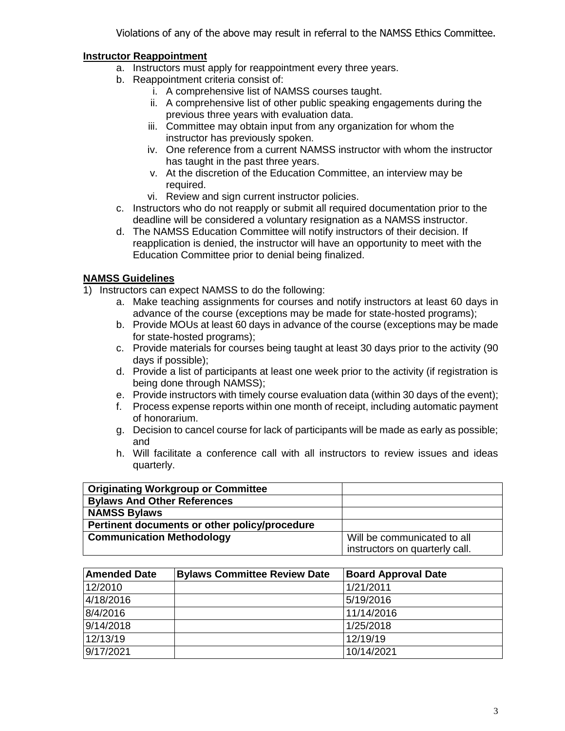Violations of any of the above may result in referral to the NAMSS Ethics Committee.

**Instructor Reappointment**

a. Instructors must apply for reappointment every three years.
b. Reappointment criteria consist of:
   i. A comprehensive list of NAMSS courses taught.
   ii. A comprehensive list of other public speaking engagements during the previous three years with evaluation data.
   iii. Committee may obtain input from any organization for whom the instructor has previously spoken.
   iv. One reference from a current NAMSS instructor with whom the instructor has taught in the past three years.
   v. At the discretion of the Education Committee, an interview may be required.
   vi. Review and sign current instructor policies.
c. Instructors who do not reapply or submit all required documentation prior to the deadline will be considered a voluntary resignation as a NAMSS instructor.
d. The NAMSS Education Committee will notify instructors of their decision. If reapplication is denied, the instructor will have an opportunity to meet with the Education Committee prior to denial being finalized.

**NAMSS Guidelines**

1) Instructors can expect NAMSS to do the following:
   a. Make teaching assignments for courses and notify instructors at least 60 days in advance of the course (exceptions may be made for state-hosted programs);
   b. Provide MOUs at least 60 days in advance of the course (exceptions may be made for state-hosted programs);
   c. Provide materials for courses being taught at least 30 days prior to the activity (90 days if possible);
   d. Provide a list of participants at least one week prior to the activity (if registration is being done through NAMSS);
   e. Provide instructors with timely course evaluation data (within 30 days of the event);
   f. Process expense reports within one month of receipt, including automatic payment of honorarium.
   g. Decision to cancel course for lack of participants will be made as early as possible; and
   h. Will facilitate a conference call with all instructors to review issues and ideas quarterly.

| **Originating Workgroup or Committee** | |
|---|---|
| **Bylaws And Other References** | |
| **NAMSS Bylaws** | |
| **Pertinent documents or other policy/procedure** | |
| **Communication Methodology** | Will be communicated to all instructors on quarterly call. |

| Amended Date | Bylaws Committee Review Date | Board Approval Date |
|---|---|---|
| 12/2010 | | 1/21/2011 |
| 4/18/2016 | | 5/19/2016 |
| 8/4/2016 | | 11/14/2016 |
| 9/14/2018 | | 1/25/2018 |
| 12/13/19 | | 12/19/19 |
| 9/17/2021 | | 10/14/2021 |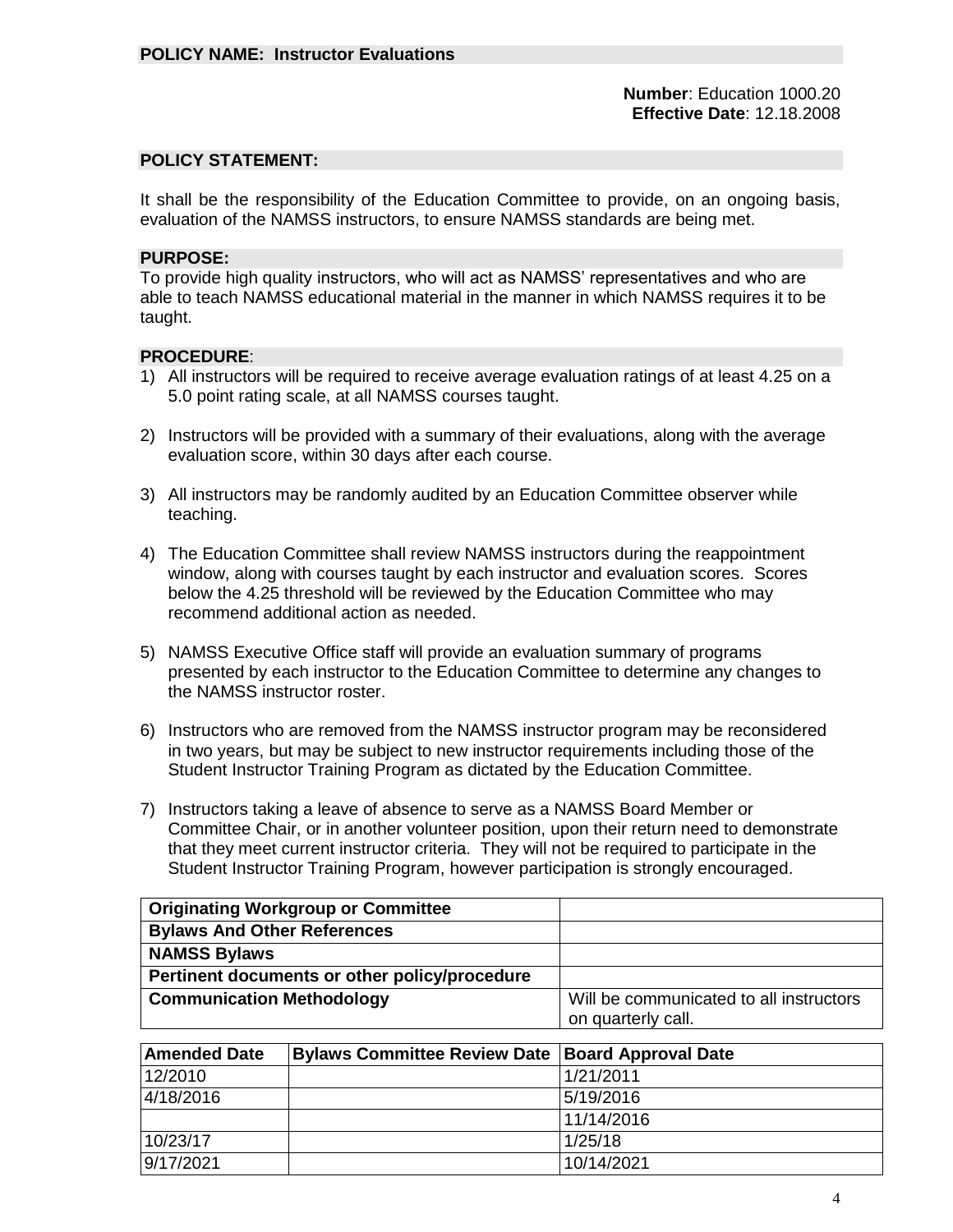**POLICY NAME: Instructor Evaluations**

**Number**: Education 1000.20
**Effective Date**: 12.18.2008

**POLICY STATEMENT:**

It shall be the responsibility of the Education Committee to provide, on an ongoing basis, evaluation of the NAMSS instructors, to ensure NAMSS standards are being met.

**PURPOSE:**

To provide high quality instructors, who will act as NAMSS' representatives and who are able to teach NAMSS educational material in the manner in which NAMSS requires it to be taught.

**PROCEDURE**:

1) All instructors will be required to receive average evaluation ratings of at least 4.25 on a 5.0 point rating scale, at all NAMSS courses taught.

2) Instructors will be provided with a summary of their evaluations, along with the average evaluation score, within 30 days after each course.

3) All instructors may be randomly audited by an Education Committee observer while teaching.

4) The Education Committee shall review NAMSS instructors during the reappointment window, along with courses taught by each instructor and evaluation scores. Scores below the 4.25 threshold will be reviewed by the Education Committee who may recommend additional action as needed.

5) NAMSS Executive Office staff will provide an evaluation summary of programs presented by each instructor to the Education Committee to determine any changes to the NAMSS instructor roster.

6) Instructors who are removed from the NAMSS instructor program may be reconsidered in two years, but may be subject to new instructor requirements including those of the Student Instructor Training Program as dictated by the Education Committee.

7) Instructors taking a leave of absence to serve as a NAMSS Board Member or Committee Chair, or in another volunteer position, upon their return need to demonstrate that they meet current instructor criteria. They will not be required to participate in the Student Instructor Training Program, however participation is strongly encouraged.

| **Originating Workgroup or Committee** | |
|---|---|
| **Bylaws And Other References** | |
| **NAMSS Bylaws** | |
| **Pertinent documents or other policy/procedure** | |
| **Communication Methodology** | Will be communicated to all instructors on quarterly call. |

| Amended Date | Bylaws Committee Review Date | Board Approval Date |
|---|---|---|
| 12/2010 | | 1/21/2011 |
| 4/18/2016 | | 5/19/2016 |
| | | 11/14/2016 |
| 10/23/17 | | 1/25/18 |
| 9/17/2021 | | 10/14/2021 |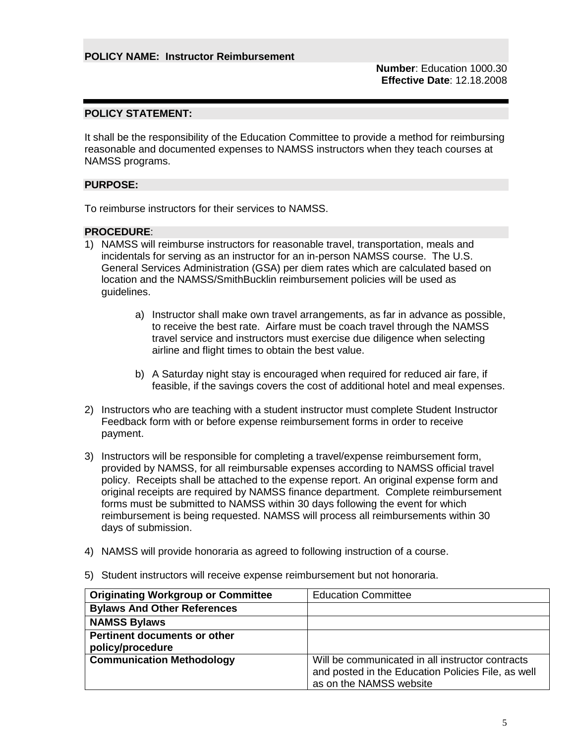**POLICY NAME: Instructor Reimbursement**

**Number**: Education 1000.30
**Effective Date**: 12.18.2008

**POLICY STATEMENT:**

It shall be the responsibility of the Education Committee to provide a method for reimbursing reasonable and documented expenses to NAMSS instructors when they teach courses at NAMSS programs.

**PURPOSE:**

To reimburse instructors for their services to NAMSS.

**PROCEDURE**:

1) NAMSS will reimburse instructors for reasonable travel, transportation, meals and incidentals for serving as an instructor for an in-person NAMSS course. The U.S. General Services Administration (GSA) per diem rates which are calculated based on location and the NAMSS/SmithBucklin reimbursement policies will be used as guidelines.

    a) Instructor shall make own travel arrangements, as far in advance as possible, to receive the best rate. Airfare must be coach travel through the NAMSS travel service and instructors must exercise due diligence when selecting airline and flight times to obtain the best value.

    b) A Saturday night stay is encouraged when required for reduced air fare, if feasible, if the savings covers the cost of additional hotel and meal expenses.

2) Instructors who are teaching with a student instructor must complete Student Instructor Feedback form with or before expense reimbursement forms in order to receive payment.

3) Instructors will be responsible for completing a travel/expense reimbursement form, provided by NAMSS, for all reimbursable expenses according to NAMSS official travel policy. Receipts shall be attached to the expense report. An original expense form and original receipts are required by NAMSS finance department. Complete reimbursement forms must be submitted to NAMSS within 30 days following the event for which reimbursement is being requested. NAMSS will process all reimbursements within 30 days of submission.

4) NAMSS will provide honoraria as agreed to following instruction of a course.

5) Student instructors will receive expense reimbursement but not honoraria.

| **Originating Workgroup or Committee** | Education Committee |
|---|---|
| **Bylaws And Other References** | |
| **NAMSS Bylaws** | |
| **Pertinent documents or other policy/procedure** | |
| **Communication Methodology** | Will be communicated in all instructor contracts and posted in the Education Policies File, as well as on the NAMSS website |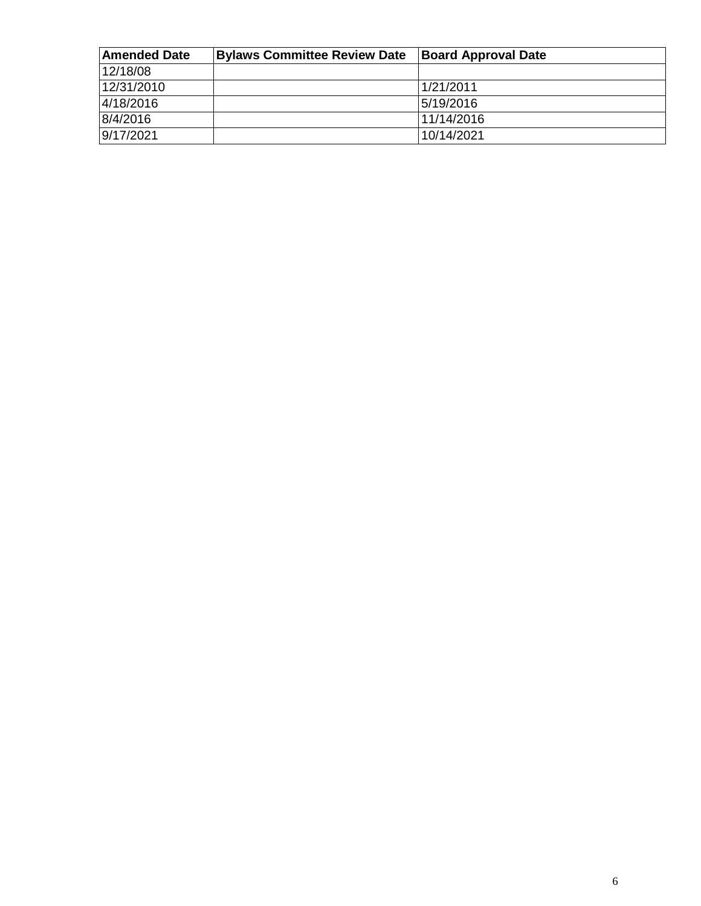| **Amended Date** | **Bylaws Committee Review Date** | **Board Approval Date** |
|---|---|---|
| 12/18/08 | | |
| 12/31/2010 | | 1/21/2011 |
| 4/18/2016 | | 5/19/2016 |
| 8/4/2016 | | 11/14/2016 |
| 9/17/2021 | | 10/14/2021 |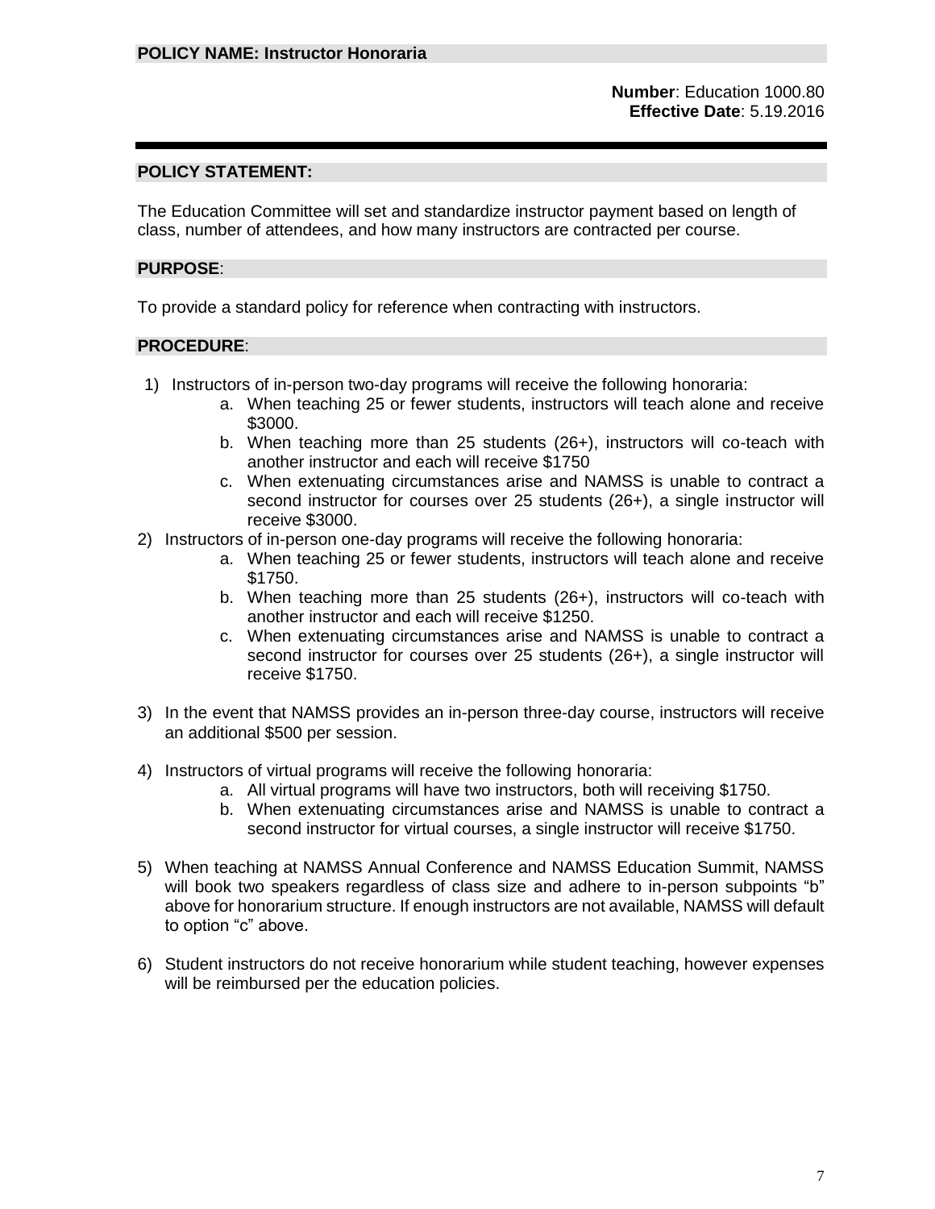**POLICY NAME: Instructor Honoraria**

**Number**: Education 1000.80
**Effective Date**: 5.19.2016

**POLICY STATEMENT:**

The Education Committee will set and standardize instructor payment based on length of class, number of attendees, and how many instructors are contracted per course.

**PURPOSE**:

To provide a standard policy for reference when contracting with instructors.

**PROCEDURE**:

1) Instructors of in-person two-day programs will receive the following honoraria:
   a. When teaching 25 or fewer students, instructors will teach alone and receive $3000.
   b. When teaching more than 25 students (26+), instructors will co-teach with another instructor and each will receive $1750
   c. When extenuating circumstances arise and NAMSS is unable to contract a second instructor for courses over 25 students (26+), a single instructor will receive $3000.
2) Instructors of in-person one-day programs will receive the following honoraria:
   a. When teaching 25 or fewer students, instructors will teach alone and receive $1750.
   b. When teaching more than 25 students (26+), instructors will co-teach with another instructor and each will receive $1250.
   c. When extenuating circumstances arise and NAMSS is unable to contract a second instructor for courses over 25 students (26+), a single instructor will receive $1750.
3) In the event that NAMSS provides an in-person three-day course, instructors will receive an additional $500 per session.
4) Instructors of virtual programs will receive the following honoraria:
   a. All virtual programs will have two instructors, both will receiving $1750.
   b. When extenuating circumstances arise and NAMSS is unable to contract a second instructor for virtual courses, a single instructor will receive $1750.
5) When teaching at NAMSS Annual Conference and NAMSS Education Summit, NAMSS will book two speakers regardless of class size and adhere to in-person subpoints "b" above for honorarium structure. If enough instructors are not available, NAMSS will default to option "c" above.
6) Student instructors do not receive honorarium while student teaching, however expenses will be reimbursed per the education policies.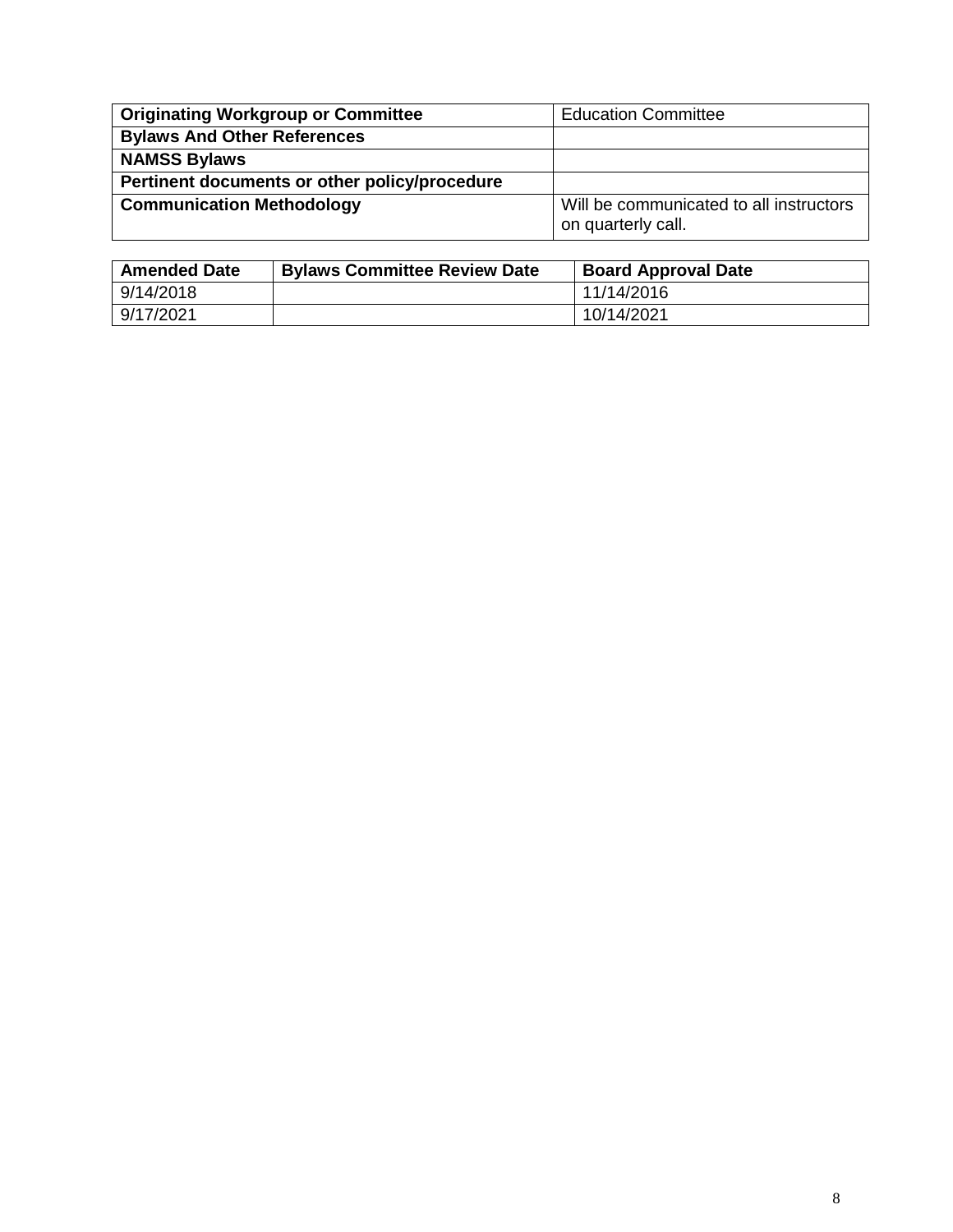| Originating Workgroup or Committee | Education Committee |
|---|---|
| **Bylaws And Other References** | |
| **NAMSS Bylaws** | |
| **Pertinent documents or other policy/procedure** | |
| **Communication Methodology** | Will be communicated to all instructors on quarterly call. |

| Amended Date | Bylaws Committee Review Date | Board Approval Date |
|---|---|---|
| 9/14/2018 | | 11/14/2016 |
| 9/17/2021 | | 10/14/2021 |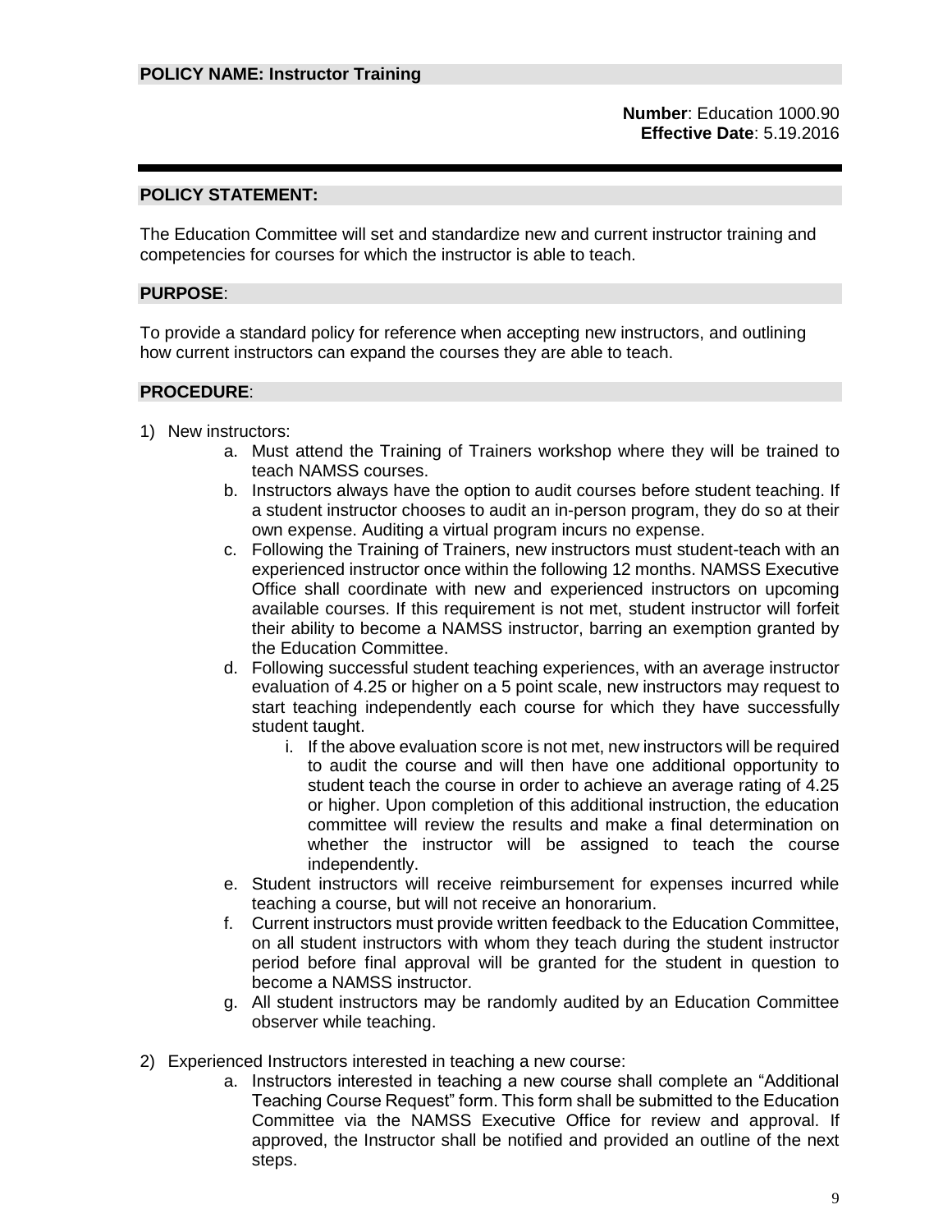**POLICY NAME: Instructor Training**

**Number**: Education 1000.90
**Effective Date**: 5.19.2016

---

**POLICY STATEMENT:**

The Education Committee will set and standardize new and current instructor training and competencies for courses for which the instructor is able to teach.

**PURPOSE**:

To provide a standard policy for reference when accepting new instructors, and outlining how current instructors can expand the courses they are able to teach.

**PROCEDURE**:

1) New instructors:
    a. Must attend the Training of Trainers workshop where they will be trained to teach NAMSS courses.
    b. Instructors always have the option to audit courses before student teaching. If a student instructor chooses to audit an in-person program, they do so at their own expense. Auditing a virtual program incurs no expense.
    c. Following the Training of Trainers, new instructors must student-teach with an experienced instructor once within the following 12 months. NAMSS Executive Office shall coordinate with new and experienced instructors on upcoming available courses. If this requirement is not met, student instructor will forfeit their ability to become a NAMSS instructor, barring an exemption granted by the Education Committee.
    d. Following successful student teaching experiences, with an average instructor evaluation of 4.25 or higher on a 5 point scale, new instructors may request to start teaching independently each course for which they have successfully student taught.
        i. If the above evaluation score is not met, new instructors will be required to audit the course and will then have one additional opportunity to student teach the course in order to achieve an average rating of 4.25 or higher. Upon completion of this additional instruction, the education committee will review the results and make a final determination on whether the instructor will be assigned to teach the course independently.
    e. Student instructors will receive reimbursement for expenses incurred while teaching a course, but will not receive an honorarium.
    f. Current instructors must provide written feedback to the Education Committee, on all student instructors with whom they teach during the student instructor period before final approval will be granted for the student in question to become a NAMSS instructor.
    g. All student instructors may be randomly audited by an Education Committee observer while teaching.

2) Experienced Instructors interested in teaching a new course:
    a. Instructors interested in teaching a new course shall complete an "Additional Teaching Course Request" form. This form shall be submitted to the Education Committee via the NAMSS Executive Office for review and approval. If approved, the Instructor shall be notified and provided an outline of the next steps.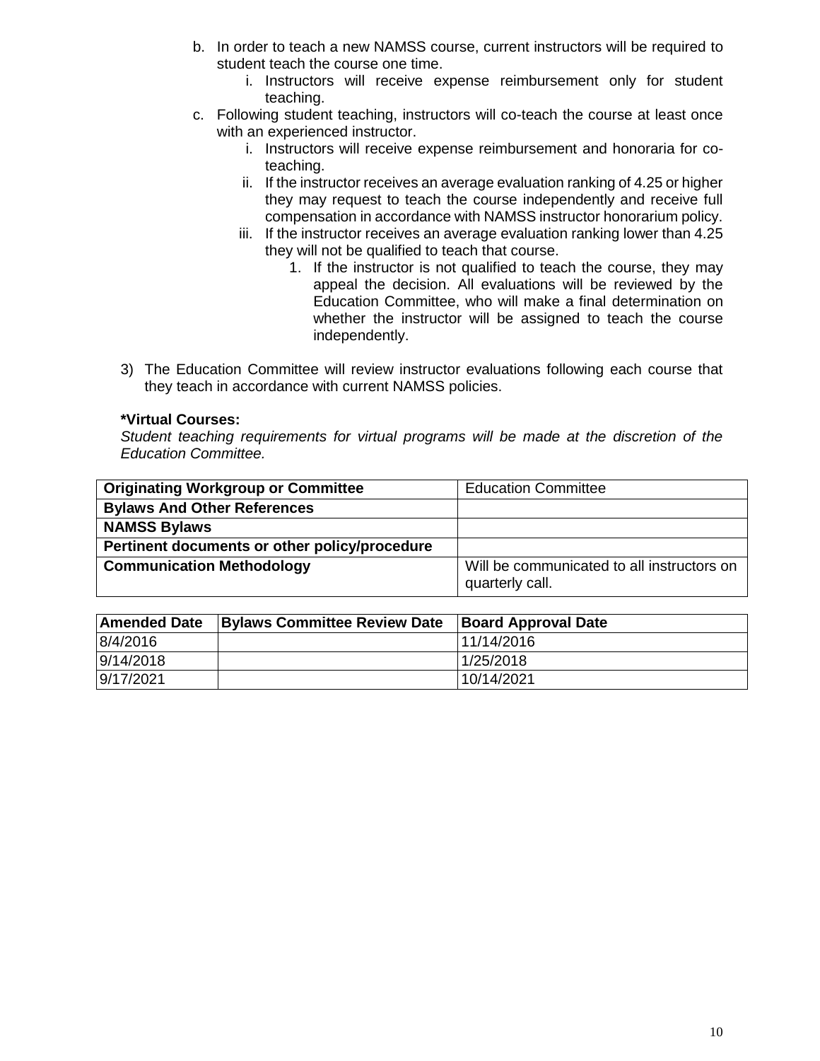b. In order to teach a new NAMSS course, current instructors will be required to student teach the course one time.
    i. Instructors will receive expense reimbursement only for student teaching.
c. Following student teaching, instructors will co-teach the course at least once with an experienced instructor.
    i. Instructors will receive expense reimbursement and honoraria for co-teaching.
    ii. If the instructor receives an average evaluation ranking of 4.25 or higher they may request to teach the course independently and receive full compensation in accordance with NAMSS instructor honorarium policy.
    iii. If the instructor receives an average evaluation ranking lower than 4.25 they will not be qualified to teach that course.
        1. If the instructor is not qualified to teach the course, they may appeal the decision. All evaluations will be reviewed by the Education Committee, who will make a final determination on whether the instructor will be assigned to teach the course independently.

3) The Education Committee will review instructor evaluations following each course that they teach in accordance with current NAMSS policies.

**\*Virtual Courses:**
*Student teaching requirements for virtual programs will be made at the discretion of the Education Committee.*

| **Originating Workgroup or Committee** | Education Committee |
|---|---|
| **Bylaws And Other References** | |
| **NAMSS Bylaws** | |
| **Pertinent documents or other policy/procedure** | |
| **Communication Methodology** | Will be communicated to all instructors on quarterly call. |

| Amended Date | Bylaws Committee Review Date | Board Approval Date |
|---|---|---|
| 8/4/2016 | | 11/14/2016 |
| 9/14/2018 | | 1/25/2018 |
| 9/17/2021 | | 10/14/2021 |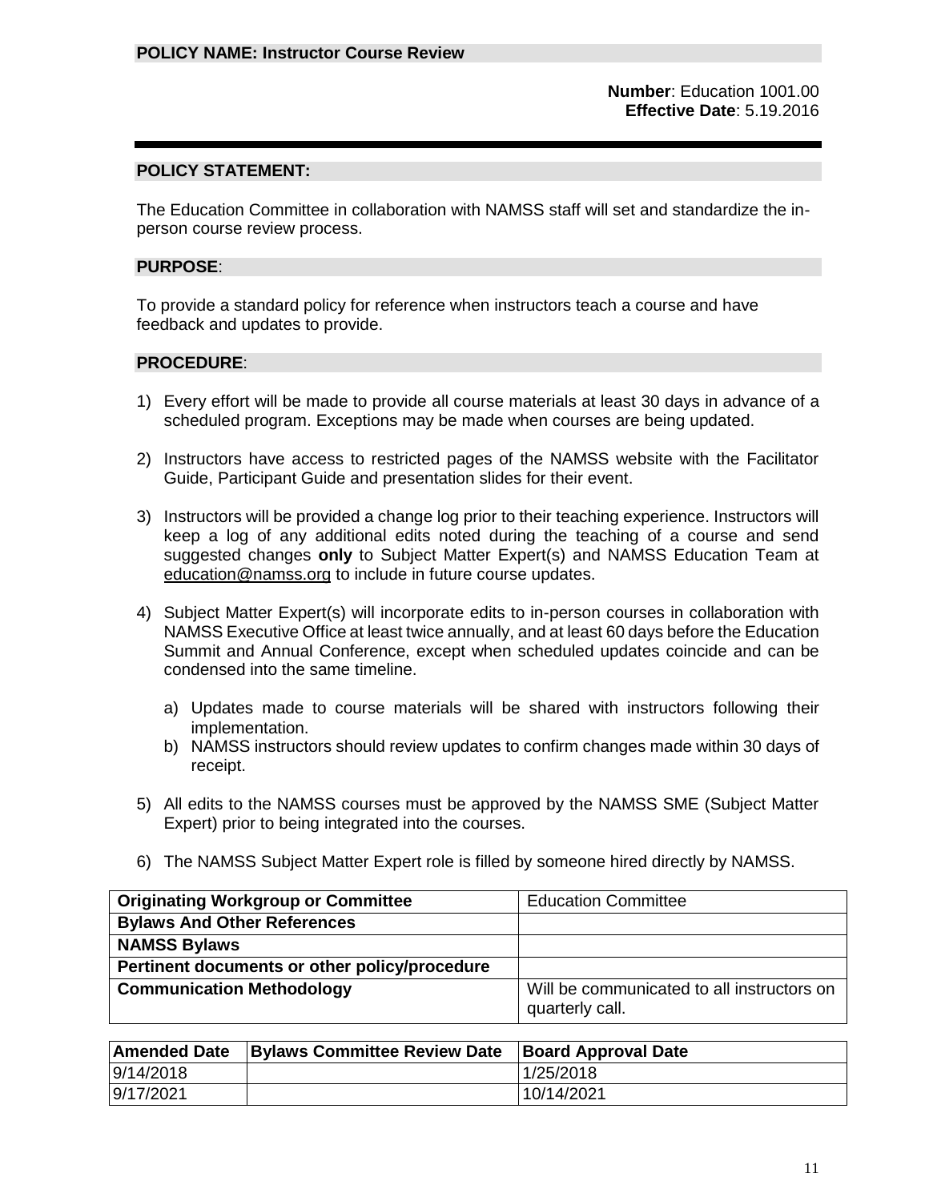**POLICY NAME: Instructor Course Review**

**Number**: Education 1001.00
**Effective Date**: 5.19.2016

## POLICY STATEMENT:

The Education Committee in collaboration with NAMSS staff will set and standardize the in-person course review process.

## PURPOSE:

To provide a standard policy for reference when instructors teach a course and have feedback and updates to provide.

## PROCEDURE:

1) Every effort will be made to provide all course materials at least 30 days in advance of a scheduled program. Exceptions may be made when courses are being updated.

2) Instructors have access to restricted pages of the NAMSS website with the Facilitator Guide, Participant Guide and presentation slides for their event.

3) Instructors will be provided a change log prior to their teaching experience. Instructors will keep a log of any additional edits noted during the teaching of a course and send suggested changes **only** to Subject Matter Expert(s) and NAMSS Education Team at education@namss.org to include in future course updates.

4) Subject Matter Expert(s) will incorporate edits to in-person courses in collaboration with NAMSS Executive Office at least twice annually, and at least 60 days before the Education Summit and Annual Conference, except when scheduled updates coincide and can be condensed into the same timeline.

   a) Updates made to course materials will be shared with instructors following their implementation.
   b) NAMSS instructors should review updates to confirm changes made within 30 days of receipt.

5) All edits to the NAMSS courses must be approved by the NAMSS SME (Subject Matter Expert) prior to being integrated into the courses.

6) The NAMSS Subject Matter Expert role is filled by someone hired directly by NAMSS.

| | |
|---|---|
| **Originating Workgroup or Committee** | Education Committee |
| **Bylaws And Other References** | |
| **NAMSS Bylaws** | |
| **Pertinent documents or other policy/procedure** | |
| **Communication Methodology** | Will be communicated to all instructors on quarterly call. |

| Amended Date | Bylaws Committee Review Date | Board Approval Date |
|---|---|---|
| 9/14/2018 | | 1/25/2018 |
| 9/17/2021 | | 10/14/2021 |